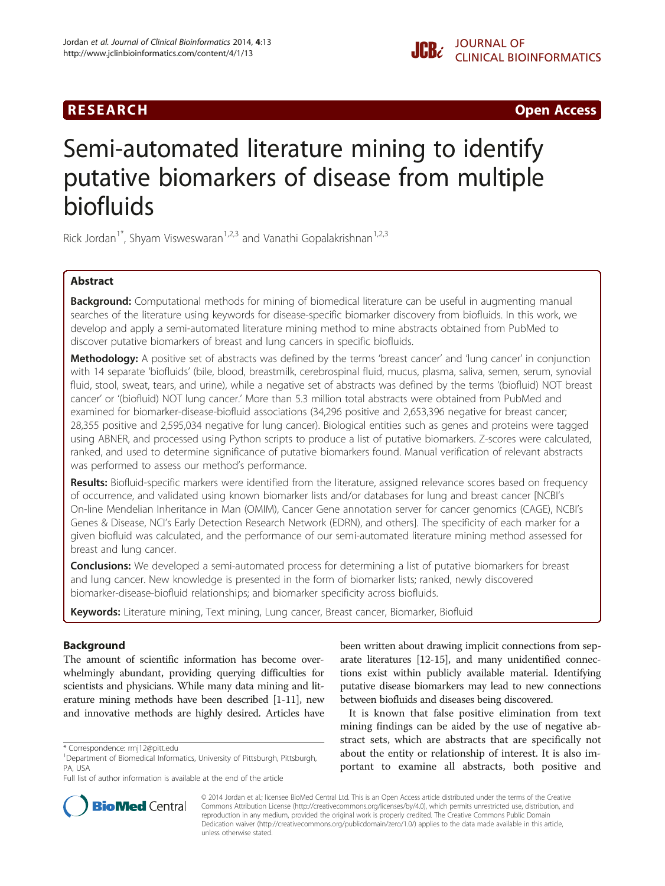RESEARCH Open Access

# Semi-automated literature mining to identify putative biomarkers of disease from multiple biofluids

Rick Jordan[1*], Shyam Visweswaran[1,2,3] and Vanathi Gopalakrishnan[1,2,3]

## Abstract

**Background:** Computational methods for mining of biomedical literature can be useful in augmenting manual searches of the literature using keywords for disease-specific biomarker discovery from biofluids. In this work, we develop and apply a semi-automated literature mining method to mine abstracts obtained from PubMed to discover putative biomarkers of breast and lung cancers in specific biofluids.

**Methodology:** A positive set of abstracts was defined by the terms 'breast cancer' and 'lung cancer' in conjunction with 14 separate 'biofluids' (bile, blood, breastmilk, cerebrospinal fluid, mucus, plasma, saliva, semen, serum, synovial fluid, stool, sweat, tears, and urine), while a negative set of abstracts was defined by the terms '(biofluid) NOT breast cancer' or '(biofluid) NOT lung cancer.' More than 5.3 million total abstracts were obtained from PubMed and examined for biomarker-disease-biofluid associations (34,296 positive and 2,653,396 negative for breast cancer; 28,355 positive and 2,595,034 negative for lung cancer). Biological entities such as genes and proteins were tagged using ABNER, and processed using Python scripts to produce a list of putative biomarkers. Z-scores were calculated, ranked, and used to determine significance of putative biomarkers found. Manual verification of relevant abstracts was performed to assess our method's performance.

**Results:** Biofluid-specific markers were identified from the literature, assigned relevance scores based on frequency of occurrence, and validated using known biomarker lists and/or databases for lung and breast cancer [NCBI's On-line Mendelian Inheritance in Man (OMIM), Cancer Gene annotation server for cancer genomics (CAGE), NCBI's Genes & Disease, NCI's Early Detection Research Network (EDRN), and others]. The specificity of each marker for a given biofluid was calculated, and the performance of our semi-automated literature mining method assessed for breast and lung cancer.

**Conclusions:** We developed a semi-automated process for determining a list of putative biomarkers for breast and lung cancer. New knowledge is presented in the form of biomarker lists; ranked, newly discovered biomarker-disease-biofluid relationships; and biomarker specificity across biofluids.

**Keywords:** Literature mining, Text mining, Lung cancer, Breast cancer, Biomarker, Biofluid

## Background

The amount of scientific information has become overwhelmingly abundant, providing querying difficulties for scientists and physicians. While many data mining and literature mining methods have been described [1-11], new and innovative methods are highly desired. Articles have been written about drawing implicit connections from separate literatures [12-15], and many unidentified connections exist within publicly available material. Identifying putative disease biomarkers may lead to new connections between biofluids and diseases being discovered.

It is known that false positive elimination from text mining findings can be aided by the use of negative abstract sets, which are abstracts that are specifically not about the entity or relationship of interest. It is also important to examine all abstracts, both positive and

\* Correspondence: rmj12@pitt.edu
[1]Department of Biomedical Informatics, University of Pittsburgh, Pittsburgh, PA, USA
Full list of author information is available at the end of the article

© 2014 Jordan et al.; licensee BioMed Central Ltd. This is an Open Access article distributed under the terms of the Creative Commons Attribution License (http://creativecommons.org/licenses/by/4.0), which permits unrestricted use, distribution, and reproduction in any medium, provided the original work is properly credited. The Creative Commons Public Domain Dedication waiver (http://creativecommons.org/publicdomain/zero/1.0/) applies to the data made available in this article, unless otherwise stated.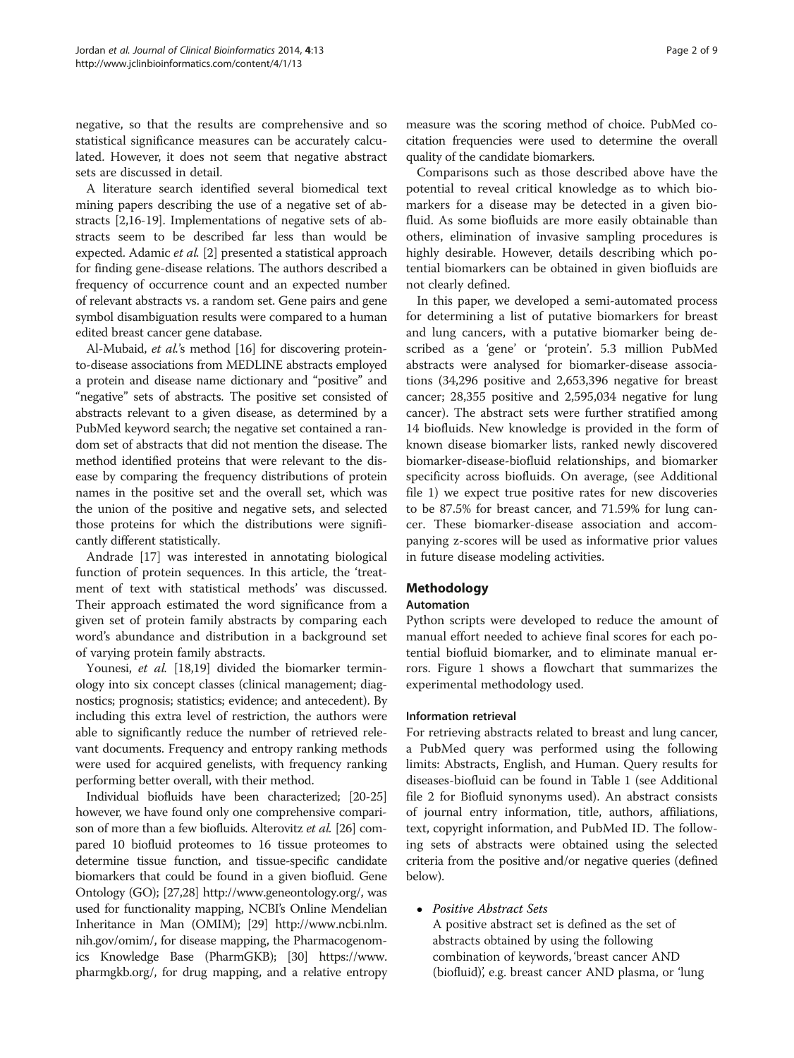negative, so that the results are comprehensive and so statistical significance measures can be accurately calculated. However, it does not seem that negative abstract sets are discussed in detail.

A literature search identified several biomedical text mining papers describing the use of a negative set of abstracts [2,16-19]. Implementations of negative sets of abstracts seem to be described far less than would be expected. Adamic *et al.* [2] presented a statistical approach for finding gene-disease relations. The authors described a frequency of occurrence count and an expected number of relevant abstracts vs. a random set. Gene pairs and gene symbol disambiguation results were compared to a human edited breast cancer gene database.

Al-Mubaid, *et al.*'s method [16] for discovering protein-to-disease associations from MEDLINE abstracts employed a protein and disease name dictionary and "positive" and "negative" sets of abstracts. The positive set consisted of abstracts relevant to a given disease, as determined by a PubMed keyword search; the negative set contained a random set of abstracts that did not mention the disease. The method identified proteins that were relevant to the disease by comparing the frequency distributions of protein names in the positive set and the overall set, which was the union of the positive and negative sets, and selected those proteins for which the distributions were significantly different statistically.

Andrade [17] was interested in annotating biological function of protein sequences. In this article, the 'treatment of text with statistical methods' was discussed. Their approach estimated the word significance from a given set of protein family abstracts by comparing each word's abundance and distribution in a background set of varying protein family abstracts.

Younesi, *et al.* [18,19] divided the biomarker terminology into six concept classes (clinical management; diagnostics; prognosis; statistics; evidence; and antecedent). By including this extra level of restriction, the authors were able to significantly reduce the number of retrieved relevant documents. Frequency and entropy ranking methods were used for acquired genelists, with frequency ranking performing better overall, with their method.

Individual biofluids have been characterized; [20-25] however, we have found only one comprehensive comparison of more than a few biofluids. Alterovitz *et al.* [26] compared 10 biofluid proteomes to 16 tissue proteomes to determine tissue function, and tissue-specific candidate biomarkers that could be found in a given biofluid. Gene Ontology (GO); [27,28] http://www.geneontology.org/, was used for functionality mapping, NCBI's Online Mendelian Inheritance in Man (OMIM); [29] http://www.ncbi.nlm.nih.gov/omim/, for disease mapping, the Pharmacogenomics Knowledge Base (PharmGKB); [30] https://www.pharmgkb.org/, for drug mapping, and a relative entropy measure was the scoring method of choice. PubMed co-citation frequencies were used to determine the overall quality of the candidate biomarkers.

Comparisons such as those described above have the potential to reveal critical knowledge as to which biomarkers for a disease may be detected in a given biofluid. As some biofluids are more easily obtainable than others, elimination of invasive sampling procedures is highly desirable. However, details describing which potential biomarkers can be obtained in given biofluids are not clearly defined.

In this paper, we developed a semi-automated process for determining a list of putative biomarkers for breast and lung cancers, with a putative biomarker being described as a 'gene' or 'protein'. 5.3 million PubMed abstracts were analysed for biomarker-disease associations (34,296 positive and 2,653,396 negative for breast cancer; 28,355 positive and 2,595,034 negative for lung cancer). The abstract sets were further stratified among 14 biofluids. New knowledge is provided in the form of known disease biomarker lists, ranked newly discovered biomarker-disease-biofluid relationships, and biomarker specificity across biofluids. On average, (see Additional file 1) we expect true positive rates for new discoveries to be 87.5% for breast cancer, and 71.59% for lung cancer. These biomarker-disease association and accompanying z-scores will be used as informative prior values in future disease modeling activities.

## Methodology

### Automation

Python scripts were developed to reduce the amount of manual effort needed to achieve final scores for each potential biofluid biomarker, and to eliminate manual errors. Figure 1 shows a flowchart that summarizes the experimental methodology used.

### Information retrieval

For retrieving abstracts related to breast and lung cancer, a PubMed query was performed using the following limits: Abstracts, English, and Human. Query results for diseases-biofluid can be found in Table 1 (see Additional file 2 for Biofluid synonyms used). An abstract consists of journal entry information, title, authors, affiliations, text, copyright information, and PubMed ID. The following sets of abstracts were obtained using the selected criteria from the positive and/or negative queries (defined below).

- *Positive Abstract Sets*

  A positive abstract set is defined as the set of abstracts obtained by using the following combination of keywords, 'breast cancer AND (biofluid)', e.g. breast cancer AND plasma, or 'lung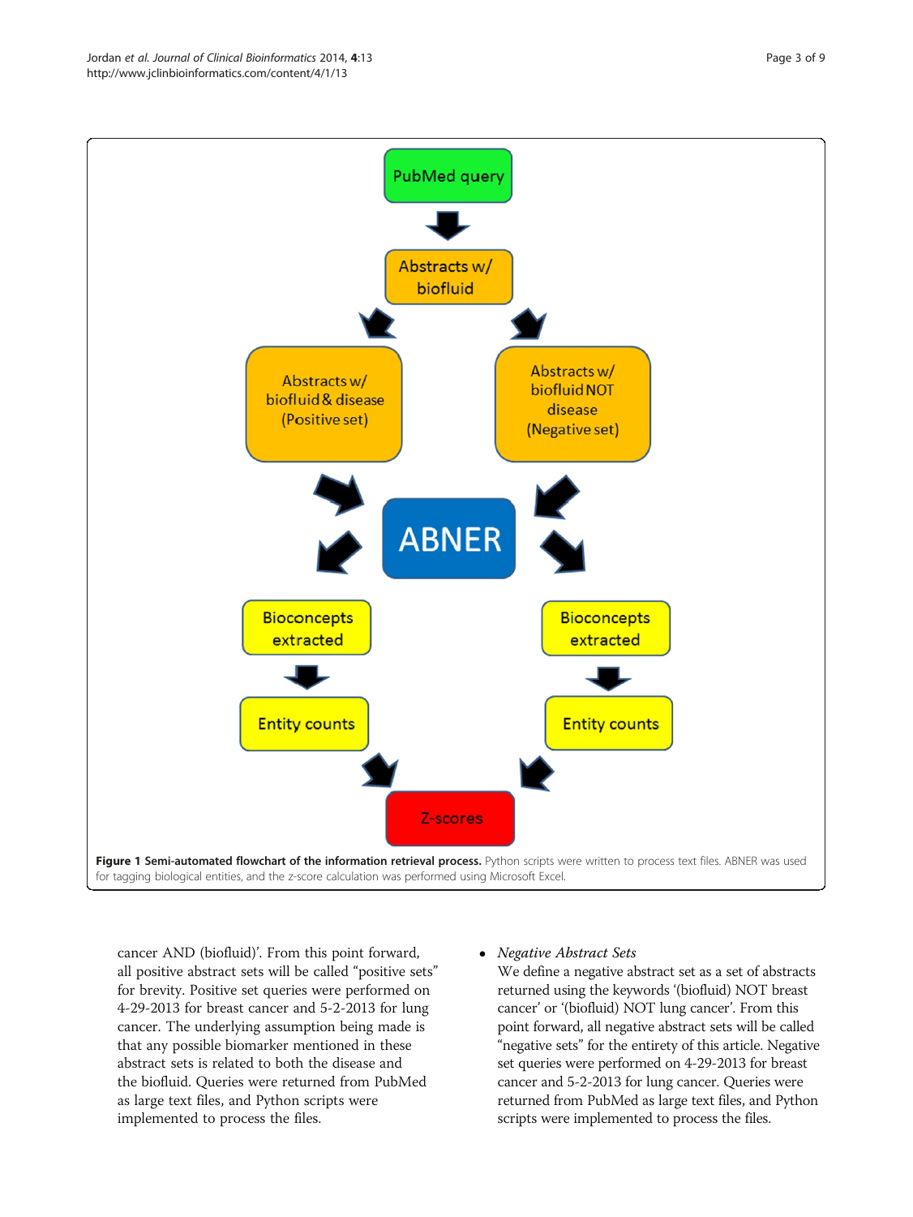**Figure 1 Semi-automated flowchart of the information retrieval process.** Python scripts were written to process text files. ABNER was used for tagging biological entities, and the z-score calculation was performed using Microsoft Excel.

cancer AND (biofluid)'. From this point forward, all positive abstract sets will be called "positive sets" for brevity. Positive set queries were performed on 4-29-2013 for breast cancer and 5-2-2013 for lung cancer. The underlying assumption being made is that any possible biomarker mentioned in these abstract sets is related to both the disease and the biofluid. Queries were returned from PubMed as large text files, and Python scripts were implemented to process the files.

- *Negative Abstract Sets*
  We define a negative abstract set as a set of abstracts returned using the keywords '(biofluid) NOT breast cancer' or '(biofluid) NOT lung cancer'. From this point forward, all negative abstract sets will be called "negative sets" for the entirety of this article. Negative set queries were performed on 4-29-2013 for breast cancer and 5-2-2013 for lung cancer. Queries were returned from PubMed as large text files, and Python scripts were implemented to process the files.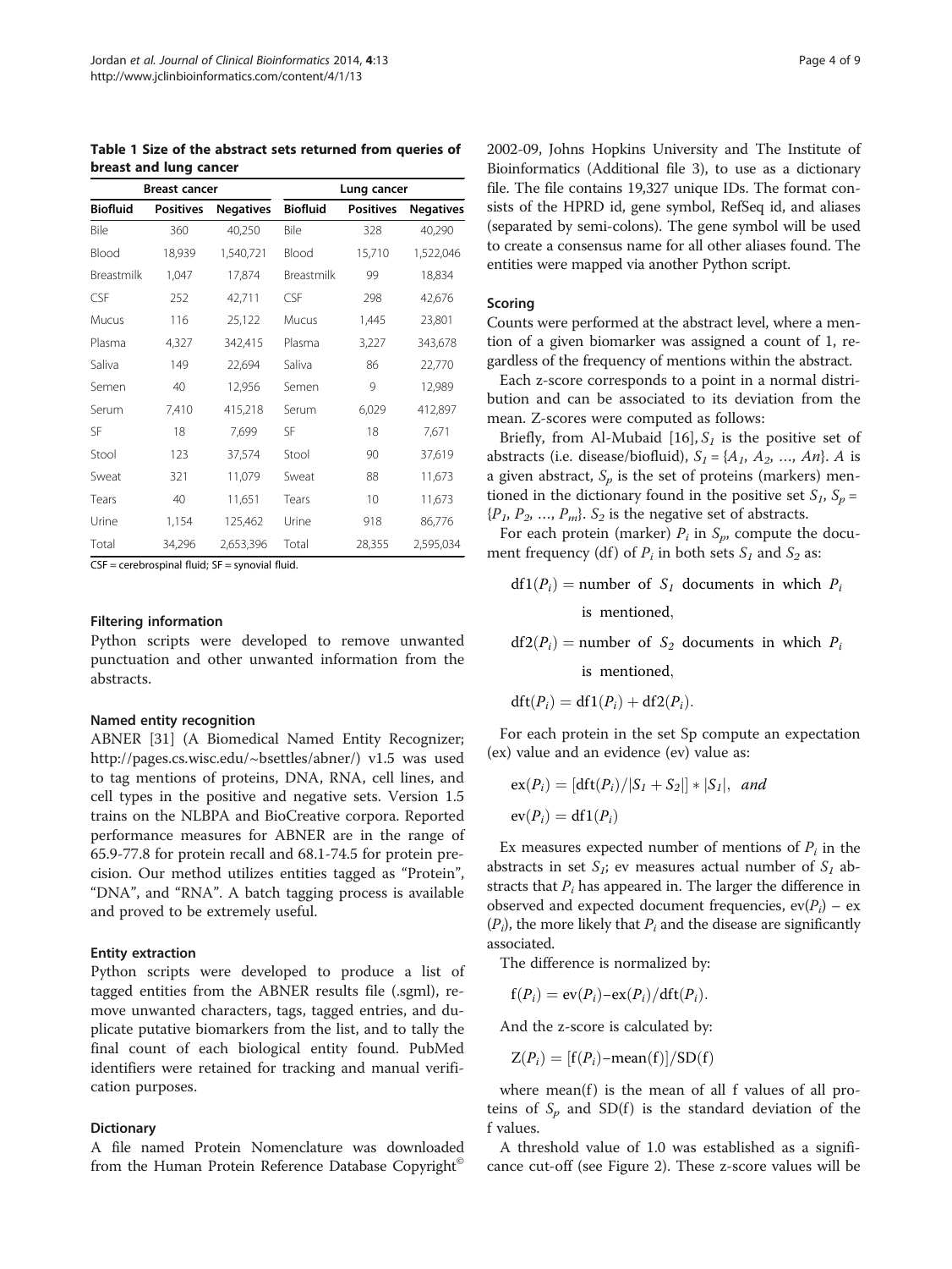**Table 1 Size of the abstract sets returned from queries of breast and lung cancer**

| Breast cancer | | | Lung cancer | | |
|---|---|---|---|---|---|
| **Biofluid** | **Positives** | **Negatives** | **Biofluid** | **Positives** | **Negatives** |
| Bile | 360 | 40,250 | Bile | 328 | 40,290 |
| Blood | 18,939 | 1,540,721 | Blood | 15,710 | 1,522,046 |
| Breastmilk | 1,047 | 17,874 | Breastmilk | 99 | 18,834 |
| CSF | 252 | 42,711 | CSF | 298 | 42,676 |
| Mucus | 116 | 25,122 | Mucus | 1,445 | 23,801 |
| Plasma | 4,327 | 342,415 | Plasma | 3,227 | 343,678 |
| Saliva | 149 | 22,694 | Saliva | 86 | 22,770 |
| Semen | 40 | 12,956 | Semen | 9 | 12,989 |
| Serum | 7,410 | 415,218 | Serum | 6,029 | 412,897 |
| SF | 18 | 7,699 | SF | 18 | 7,671 |
| Stool | 123 | 37,574 | Stool | 90 | 37,619 |
| Sweat | 321 | 11,079 | Sweat | 88 | 11,673 |
| Tears | 40 | 11,651 | Tears | 10 | 11,673 |
| Urine | 1,154 | 125,462 | Urine | 918 | 86,776 |
| Total | 34,296 | 2,653,396 | Total | 28,355 | 2,595,034 |

CSF = cerebrospinal fluid; SF = synovial fluid.

#### Filtering information

Python scripts were developed to remove unwanted punctuation and other unwanted information from the abstracts.

#### Named entity recognition

ABNER [31] (A Biomedical Named Entity Recognizer; http://pages.cs.wisc.edu/~bsettles/abner/) v1.5 was used to tag mentions of proteins, DNA, RNA, cell lines, and cell types in the positive and negative sets. Version 1.5 trains on the NLBPA and BioCreative corpora. Reported performance measures for ABNER are in the range of 65.9-77.8 for protein recall and 68.1-74.5 for protein precision. Our method utilizes entities tagged as "Protein", "DNA", and "RNA". A batch tagging process is available and proved to be extremely useful.

#### Entity extraction

Python scripts were developed to produce a list of tagged entities from the ABNER results file (.sgml), remove unwanted characters, tags, tagged entries, and duplicate putative biomarkers from the list, and to tally the final count of each biological entity found. PubMed identifiers were retained for tracking and manual verification purposes.

#### Dictionary

A file named Protein Nomenclature was downloaded from the Human Protein Reference Database Copyright© 2002-09, Johns Hopkins University and The Institute of Bioinformatics (Additional file 3), to use as a dictionary file. The file contains 19,327 unique IDs. The format consists of the HPRD id, gene symbol, RefSeq id, and aliases (separated by semi-colons). The gene symbol will be used to create a consensus name for all other aliases found. The entities were mapped via another Python script.

#### Scoring

Counts were performed at the abstract level, where a mention of a given biomarker was assigned a count of 1, regardless of the frequency of mentions within the abstract.

Each z-score corresponds to a point in a normal distribution and can be associated to its deviation from the mean. Z-scores were computed as follows:

Briefly, from Al-Mubaid [16], $S_1$ is the positive set of abstracts (i.e. disease/biofluid), $S_1 = \{A_1, A_2, \ldots, An\}$. $A$ is a given abstract, $S_p$ is the set of proteins (markers) mentioned in the dictionary found in the positive set $S_1$, $S_p = \{P_1, P_2, \ldots, P_m\}$. $S_2$ is the negative set of abstracts.

For each protein (marker) $P_i$ in $S_p$, compute the document frequency (df) of $P_i$ in both sets $S_1$ and $S_2$ as:

$$\mathrm{df1}(P_i) = \text{number of } S_1 \text{ documents in which } P_i \text{ is mentioned},$$

$$\mathrm{df2}(P_i) = \text{number of } S_2 \text{ documents in which } P_i \text{ is mentioned},$$

$$\mathrm{dft}(P_i) = \mathrm{df1}(P_i) + \mathrm{df2}(P_i).$$

For each protein in the set Sp compute an expectation (ex) value and an evidence (ev) value as:

$$\mathrm{ex}(P_i) = [\mathrm{dft}(P_i)/|S_1 + S_2|] * |S_1|, \quad and$$

$$\mathrm{ev}(P_i) = \mathrm{df1}(P_i)$$

Ex measures expected number of mentions of $P_i$ in the abstracts in set $S_1$; ev measures actual number of $S_1$ abstracts that $P_i$ has appeared in. The larger the difference in observed and expected document frequencies, $\mathrm{ev}(P_i) - \mathrm{ex}(P_i)$, the more likely that $P_i$ and the disease are significantly associated.

The difference is normalized by:

$$\mathrm{f}(P_i) = \mathrm{ev}(P_i) - \mathrm{ex}(P_i)/\mathrm{dft}(P_i).$$

And the z-score is calculated by:

$$\mathrm{Z}(P_i) = [\mathrm{f}(P_i) - \mathrm{mean}(\mathrm{f})]/\mathrm{SD}(\mathrm{f})$$

where mean(f) is the mean of all f values of all proteins of $S_p$ and SD(f) is the standard deviation of the f values.

A threshold value of 1.0 was established as a significance cut-off (see Figure 2). These z-score values will be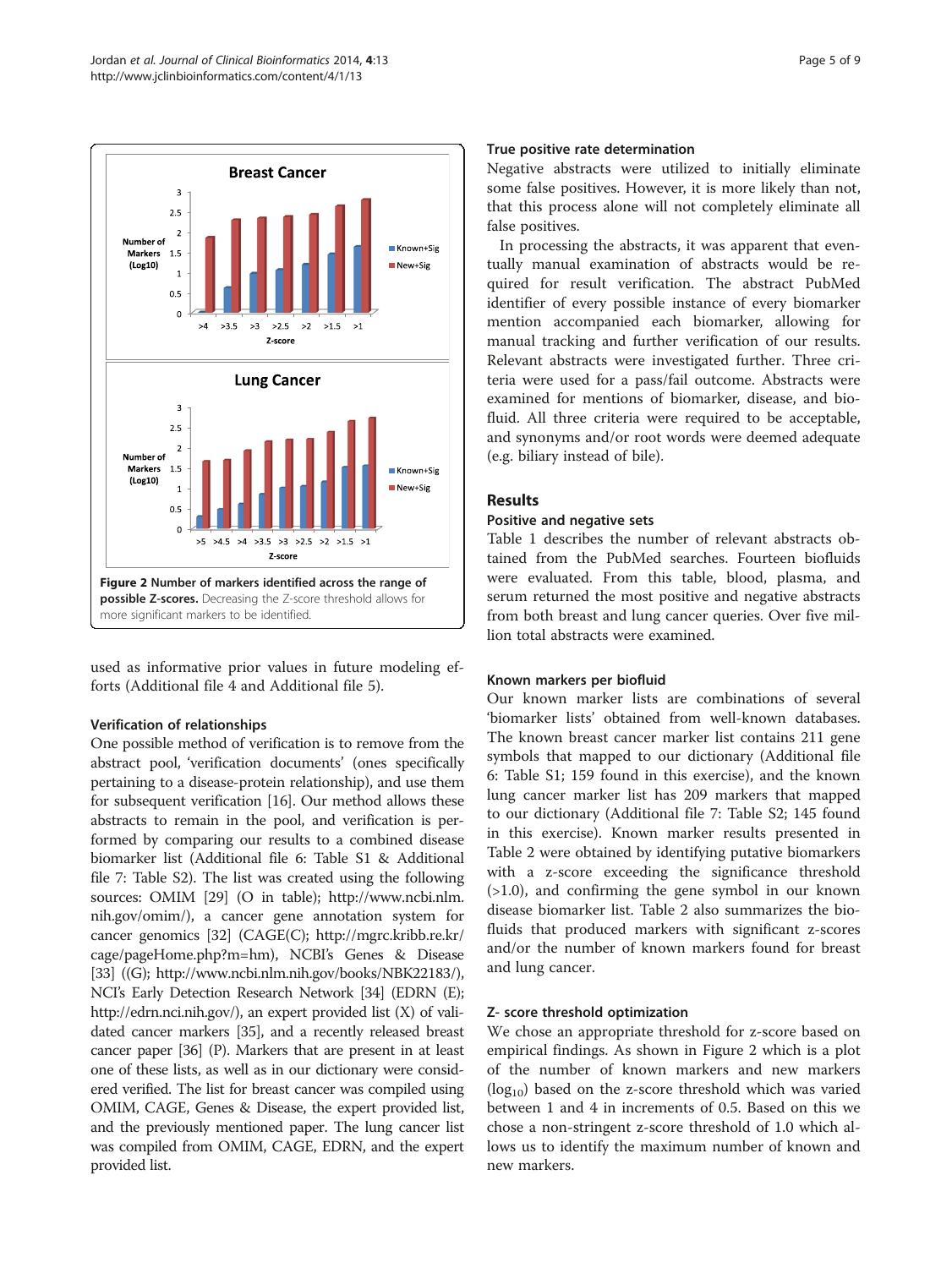Figure 2 Number of markers identified across the range of possible Z-scores. Decreasing the Z-score threshold allows for more significant markers to be identified.

used as informative prior values in future modeling efforts (Additional file 4 and Additional file 5).

### Verification of relationships

One possible method of verification is to remove from the abstract pool, 'verification documents' (ones specifically pertaining to a disease-protein relationship), and use them for subsequent verification [16]. Our method allows these abstracts to remain in the pool, and verification is performed by comparing our results to a combined disease biomarker list (Additional file 6: Table S1 & Additional file 7: Table S2). The list was created using the following sources: OMIM [29] (O in table); http://www.ncbi.nlm.nih.gov/omim/), a cancer gene annotation system for cancer genomics [32] (CAGE(C); http://mgrc.kribb.re.kr/cage/pageHome.php?m=hm), NCBI's Genes & Disease [33] ((G); http://www.ncbi.nlm.nih.gov/books/NBK22183/), NCI's Early Detection Research Network [34] (EDRN (E); http://edrn.nci.nih.gov/), an expert provided list (X) of validated cancer markers [35], and a recently released breast cancer paper [36] (P). Markers that are present in at least one of these lists, as well as in our dictionary were considered verified. The list for breast cancer was compiled using OMIM, CAGE, Genes & Disease, the expert provided list, and the previously mentioned paper. The lung cancer list was compiled from OMIM, CAGE, EDRN, and the expert provided list.

### True positive rate determination

Negative abstracts were utilized to initially eliminate some false positives. However, it is more likely than not, that this process alone will not completely eliminate all false positives.

In processing the abstracts, it was apparent that eventually manual examination of abstracts would be required for result verification. The abstract PubMed identifier of every possible instance of every biomarker mention accompanied each biomarker, allowing for manual tracking and further verification of our results. Relevant abstracts were investigated further. Three criteria were used for a pass/fail outcome. Abstracts were examined for mentions of biomarker, disease, and biofluid. All three criteria were required to be acceptable, and synonyms and/or root words were deemed adequate (e.g. biliary instead of bile).

## Results

### Positive and negative sets

Table 1 describes the number of relevant abstracts obtained from the PubMed searches. Fourteen biofluids were evaluated. From this table, blood, plasma, and serum returned the most positive and negative abstracts from both breast and lung cancer queries. Over five million total abstracts were examined.

### Known markers per biofluid

Our known marker lists are combinations of several 'biomarker lists' obtained from well-known databases. The known breast cancer marker list contains 211 gene symbols that mapped to our dictionary (Additional file 6: Table S1; 159 found in this exercise), and the known lung cancer marker list has 209 markers that mapped to our dictionary (Additional file 7: Table S2; 145 found in this exercise). Known marker results presented in Table 2 were obtained by identifying putative biomarkers with a z-score exceeding the significance threshold (>1.0), and confirming the gene symbol in our known disease biomarker list. Table 2 also summarizes the biofluids that produced markers with significant z-scores and/or the number of known markers found for breast and lung cancer.

### Z- score threshold optimization

We chose an appropriate threshold for z-score based on empirical findings. As shown in Figure 2 which is a plot of the number of known markers and new markers ($\log_{10}$) based on the z-score threshold which was varied between 1 and 4 in increments of 0.5. Based on this we chose a non-stringent z-score threshold of 1.0 which allows us to identify the maximum number of known and new markers.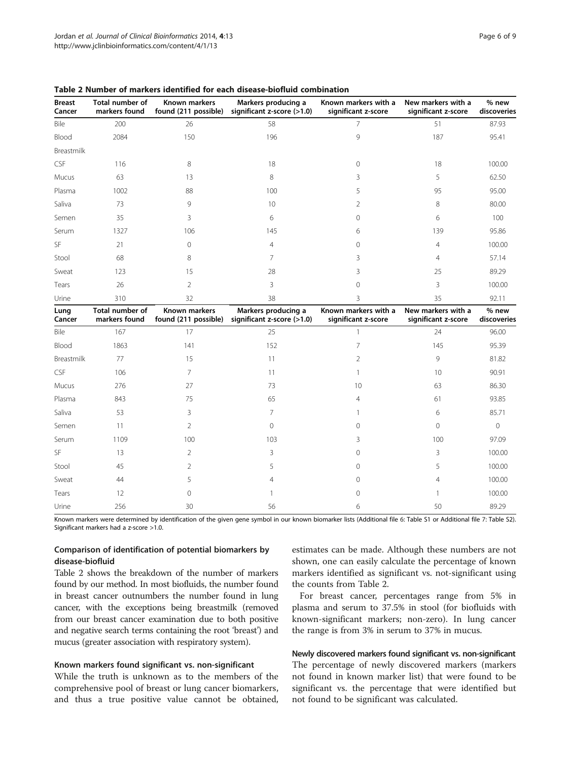**Table 2 Number of markers identified for each disease-biofluid combination**

| Breast Cancer | Total number of markers found | Known markers found (211 possible) | Markers producing a significant z-score (>1.0) | Known markers with a significant z-score | New markers with a significant z-score | % new discoveries |
|---|---|---|---|---|---|---|
| Bile | 200 | 26 | 58 | 7 | 51 | 87.93 |
| Blood | 2084 | 150 | 196 | 9 | 187 | 95.41 |
| Breastmilk | | | | | | |
| CSF | 116 | 8 | 18 | 0 | 18 | 100.00 |
| Mucus | 63 | 13 | 8 | 3 | 5 | 62.50 |
| Plasma | 1002 | 88 | 100 | 5 | 95 | 95.00 |
| Saliva | 73 | 9 | 10 | 2 | 8 | 80.00 |
| Semen | 35 | 3 | 6 | 0 | 6 | 100 |
| Serum | 1327 | 106 | 145 | 6 | 139 | 95.86 |
| SF | 21 | 0 | 4 | 0 | 4 | 100.00 |
| Stool | 68 | 8 | 7 | 3 | 4 | 57.14 |
| Sweat | 123 | 15 | 28 | 3 | 25 | 89.29 |
| Tears | 26 | 2 | 3 | 0 | 3 | 100.00 |
| Urine | 310 | 32 | 38 | 3 | 35 | 92.11 |
| **Lung Cancer** | **Total number of markers found** | **Known markers found (211 possible)** | **Markers producing a significant z-score (>1.0)** | **Known markers with a significant z-score** | **New markers with a significant z-score** | **% new discoveries** |
| Bile | 167 | 17 | 25 | 1 | 24 | 96.00 |
| Blood | 1863 | 141 | 152 | 7 | 145 | 95.39 |
| Breastmilk | 77 | 15 | 11 | 2 | 9 | 81.82 |
| CSF | 106 | 7 | 11 | 1 | 10 | 90.91 |
| Mucus | 276 | 27 | 73 | 10 | 63 | 86.30 |
| Plasma | 843 | 75 | 65 | 4 | 61 | 93.85 |
| Saliva | 53 | 3 | 7 | 1 | 6 | 85.71 |
| Semen | 11 | 2 | 0 | 0 | 0 | 0 |
| Serum | 1109 | 100 | 103 | 3 | 100 | 97.09 |
| SF | 13 | 2 | 3 | 0 | 3 | 100.00 |
| Stool | 45 | 2 | 5 | 0 | 5 | 100.00 |
| Sweat | 44 | 5 | 4 | 0 | 4 | 100.00 |
| Tears | 12 | 0 | 1 | 0 | 1 | 100.00 |
| Urine | 256 | 30 | 56 | 6 | 50 | 89.29 |

Known markers were determined by identification of the given gene symbol in our known biomarker lists (Additional file 6: Table S1 or Additional file 7: Table S2). Significant markers had a z-score >1.0.

#### Comparison of identification of potential biomarkers by disease-biofluid

Table 2 shows the breakdown of the number of markers found by our method. In most biofluids, the number found in breast cancer outnumbers the number found in lung cancer, with the exceptions being breastmilk (removed from our breast cancer examination due to both positive and negative search terms containing the root 'breast') and mucus (greater association with respiratory system).

#### Known markers found significant vs. non-significant

While the truth is unknown as to the members of the comprehensive pool of breast or lung cancer biomarkers, and thus a true positive value cannot be obtained, estimates can be made. Although these numbers are not shown, one can easily calculate the percentage of known markers identified as significant vs. not-significant using the counts from Table 2.

For breast cancer, percentages range from 5% in plasma and serum to 37.5% in stool (for biofluids with known-significant markers; non-zero). In lung cancer the range is from 3% in serum to 37% in mucus.

#### Newly discovered markers found significant vs. non-significant

The percentage of newly discovered markers (markers not found in known marker list) that were found to be significant vs. the percentage that were identified but not found to be significant was calculated.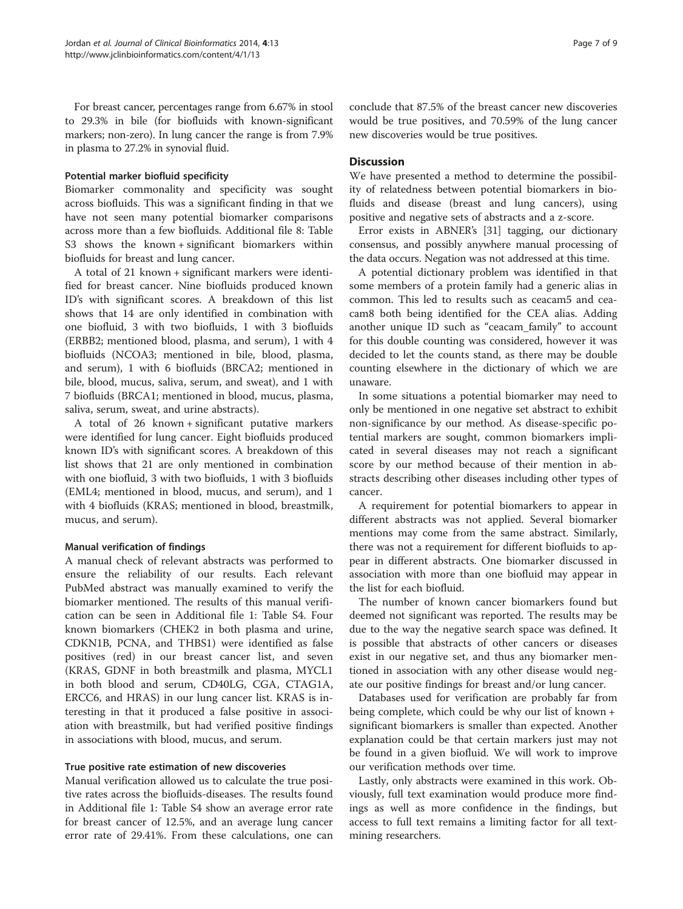For breast cancer, percentages range from 6.67% in stool to 29.3% in bile (for biofluids with known-significant markers; non-zero). In lung cancer the range is from 7.9% in plasma to 27.2% in synovial fluid.

#### Potential marker biofluid specificity

Biomarker commonality and specificity was sought across biofluids. This was a significant finding in that we have not seen many potential biomarker comparisons across more than a few biofluids. Additional file 8: Table S3 shows the known + significant biomarkers within biofluids for breast and lung cancer.

A total of 21 known + significant markers were identified for breast cancer. Nine biofluids produced known ID's with significant scores. A breakdown of this list shows that 14 are only identified in combination with one biofluid, 3 with two biofluids, 1 with 3 biofluids (ERBB2; mentioned blood, plasma, and serum), 1 with 4 biofluids (NCOA3; mentioned in bile, blood, plasma, and serum), 1 with 6 biofluids (BRCA2; mentioned in bile, blood, mucus, saliva, serum, and sweat), and 1 with 7 biofluids (BRCA1; mentioned in blood, mucus, plasma, saliva, serum, sweat, and urine abstracts).

A total of 26 known + significant putative markers were identified for lung cancer. Eight biofluids produced known ID's with significant scores. A breakdown of this list shows that 21 are only mentioned in combination with one biofluid, 3 with two biofluids, 1 with 3 biofluids (EML4; mentioned in blood, mucus, and serum), and 1 with 4 biofluids (KRAS; mentioned in blood, breastmilk, mucus, and serum).

#### Manual verification of findings

A manual check of relevant abstracts was performed to ensure the reliability of our results. Each relevant PubMed abstract was manually examined to verify the biomarker mentioned. The results of this manual verification can be seen in Additional file 1: Table S4. Four known biomarkers (CHEK2 in both plasma and urine, CDKN1B, PCNA, and THBS1) were identified as false positives (red) in our breast cancer list, and seven (KRAS, GDNF in both breastmilk and plasma, MYCL1 in both blood and serum, CD40LG, CGA, CTAG1A, ERCC6, and HRAS) in our lung cancer list. KRAS is interesting in that it produced a false positive in association with breastmilk, but had verified positive findings in associations with blood, mucus, and serum.

#### True positive rate estimation of new discoveries

Manual verification allowed us to calculate the true positive rates across the biofluids-diseases. The results found in Additional file 1: Table S4 show an average error rate for breast cancer of 12.5%, and an average lung cancer error rate of 29.41%. From these calculations, one can conclude that 87.5% of the breast cancer new discoveries would be true positives, and 70.59% of the lung cancer new discoveries would be true positives.

## Discussion

We have presented a method to determine the possibility of relatedness between potential biomarkers in biofluids and disease (breast and lung cancers), using positive and negative sets of abstracts and a z-score.

Error exists in ABNER's [31] tagging, our dictionary consensus, and possibly anywhere manual processing of the data occurs. Negation was not addressed at this time.

A potential dictionary problem was identified in that some members of a protein family had a generic alias in common. This led to results such as ceacam5 and ceacam8 both being identified for the CEA alias. Adding another unique ID such as "ceacam_family" to account for this double counting was considered, however it was decided to let the counts stand, as there may be double counting elsewhere in the dictionary of which we are unaware.

In some situations a potential biomarker may need to only be mentioned in one negative set abstract to exhibit non-significance by our method. As disease-specific potential markers are sought, common biomarkers implicated in several diseases may not reach a significant score by our method because of their mention in abstracts describing other diseases including other types of cancer.

A requirement for potential biomarkers to appear in different abstracts was not applied. Several biomarker mentions may come from the same abstract. Similarly, there was not a requirement for different biofluids to appear in different abstracts. One biomarker discussed in association with more than one biofluid may appear in the list for each biofluid.

The number of known cancer biomarkers found but deemed not significant was reported. The results may be due to the way the negative search space was defined. It is possible that abstracts of other cancers or diseases exist in our negative set, and thus any biomarker mentioned in association with any other disease would negate our positive findings for breast and/or lung cancer.

Databases used for verification are probably far from being complete, which could be why our list of known + significant biomarkers is smaller than expected. Another explanation could be that certain markers just may not be found in a given biofluid. We will work to improve our verification methods over time.

Lastly, only abstracts were examined in this work. Obviously, full text examination would produce more findings as well as more confidence in the findings, but access to full text remains a limiting factor for all text-mining researchers.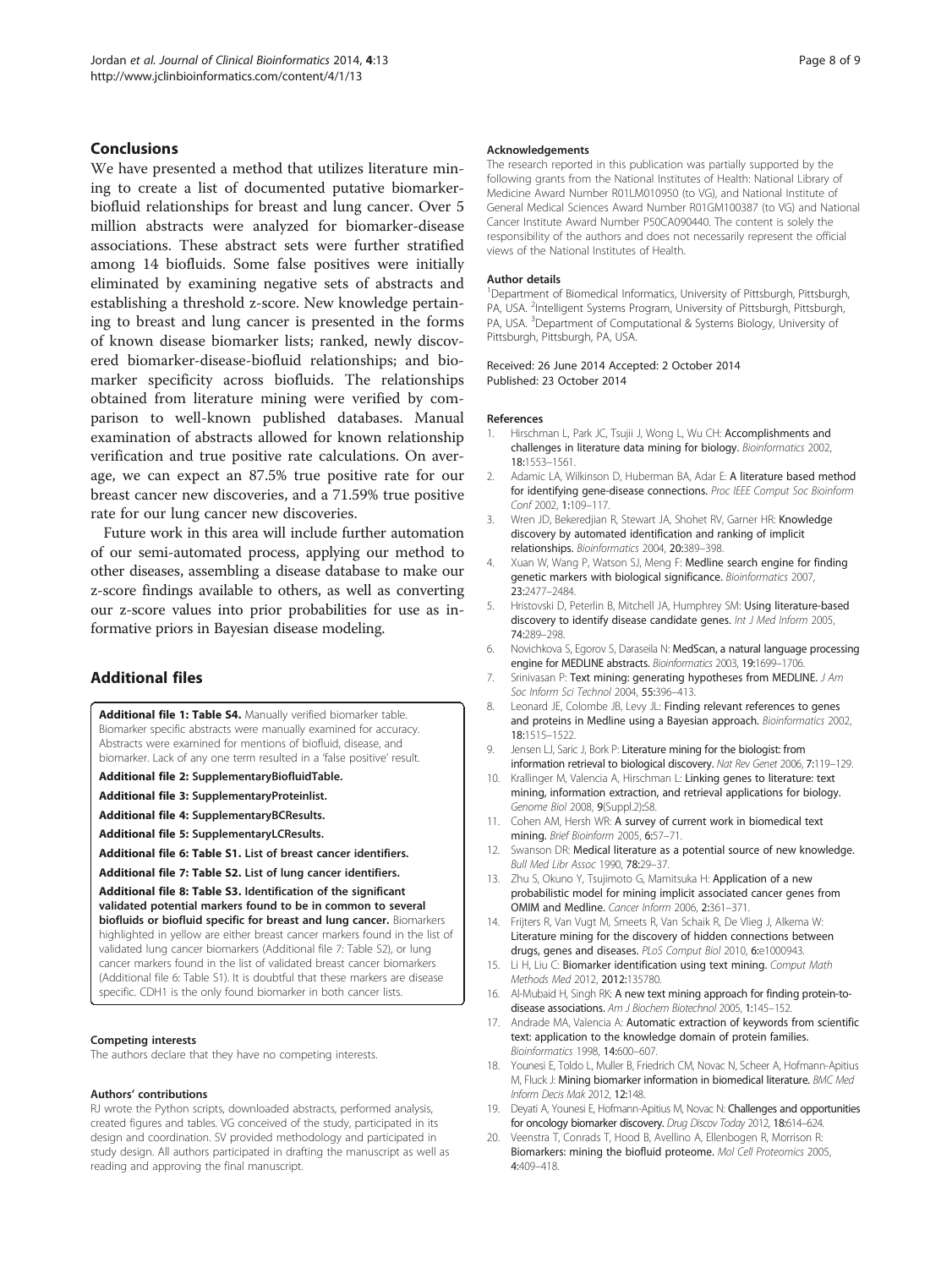## Conclusions

We have presented a method that utilizes literature mining to create a list of documented putative biomarker-biofluid relationships for breast and lung cancer. Over 5 million abstracts were analyzed for biomarker-disease associations. These abstract sets were further stratified among 14 biofluids. Some false positives were initially eliminated by examining negative sets of abstracts and establishing a threshold z-score. New knowledge pertaining to breast and lung cancer is presented in the forms of known disease biomarker lists; ranked, newly discovered biomarker-disease-biofluid relationships; and biomarker specificity across biofluids. The relationships obtained from literature mining were verified by comparison to well-known published databases. Manual examination of abstracts allowed for known relationship verification and true positive rate calculations. On average, we can expect an 87.5% true positive rate for our breast cancer new discoveries, and a 71.59% true positive rate for our lung cancer new discoveries.

Future work in this area will include further automation of our semi-automated process, applying our method to other diseases, assembling a disease database to make our z-score findings available to others, as well as converting our z-score values into prior probabilities for use as informative priors in Bayesian disease modeling.

## Additional files

**Additional file 1: Table S4.** Manually verified biomarker table. Biomarker specific abstracts were manually examined for accuracy. Abstracts were examined for mentions of biofluid, disease, and biomarker. Lack of any one term resulted in a 'false positive' result.

**Additional file 2: SupplementaryBiofluidTable.**

**Additional file 3: SupplementaryProteinlist.**

**Additional file 4: SupplementaryBCResults.**

**Additional file 5: SupplementaryLCResults.**

**Additional file 6: Table S1. List of breast cancer identifiers.**

**Additional file 7: Table S2. List of lung cancer identifiers.**

**Additional file 8: Table S3. Identification of the significant validated potential markers found to be in common to several biofluids or biofluid specific for breast and lung cancer.** Biomarkers highlighted in yellow are either breast cancer markers found in the list of validated lung cancer biomarkers (Additional file 7: Table S2), or lung cancer markers found in the list of validated breast cancer biomarkers (Additional file 6: Table S1). It is doubtful that these markers are disease specific. CDH1 is the only found biomarker in both cancer lists.

#### Competing interests

The authors declare that they have no competing interests.

#### Authors' contributions

RJ wrote the Python scripts, downloaded abstracts, performed analysis, created figures and tables. VG conceived of the study, participated in its design and coordination. SV provided methodology and participated in study design. All authors participated in drafting the manuscript as well as reading and approving the final manuscript.

#### Acknowledgements

The research reported in this publication was partially supported by the following grants from the National Institutes of Health: National Library of Medicine Award Number R01LM010950 (to VG), and National Institute of General Medical Sciences Award Number R01GM100387 (to VG) and National Cancer Institute Award Number P50CA090440. The content is solely the responsibility of the authors and does not necessarily represent the official views of the National Institutes of Health.

#### Author details

[1]Department of Biomedical Informatics, University of Pittsburgh, Pittsburgh, PA, USA. [2]Intelligent Systems Program, University of Pittsburgh, Pittsburgh, PA, USA. [3]Department of Computational & Systems Biology, University of Pittsburgh, Pittsburgh, PA, USA.

Received: 26 June 2014 Accepted: 2 October 2014
Published: 23 October 2014

#### References

1. Hirschman L, Park JC, Tsujii J, Wong L, Wu CH: **Accomplishments and challenges in literature data mining for biology.** *Bioinformatics* 2002, **18:**1553–1561.
2. Adamic LA, Wilkinson D, Huberman BA, Adar E: **A literature based method for identifying gene-disease connections.** *Proc IEEE Comput Soc Bioinform Conf* 2002, **1:**109–117.
3. Wren JD, Bekeredjian R, Stewart JA, Shohet RV, Garner HR: **Knowledge discovery by automated identification and ranking of implicit relationships.** *Bioinformatics* 2004, **20:**389–398.
4. Xuan W, Wang P, Watson SJ, Meng F: **Medline search engine for finding genetic markers with biological significance.** *Bioinformatics* 2007, **23:**2477–2484.
5. Hristovski D, Peterlin B, Mitchell JA, Humphrey SM: **Using literature-based discovery to identify disease candidate genes.** *Int J Med Inform* 2005, **74:**289–298.
6. Novichkova S, Egorov S, Daraseila N: **MedScan, a natural language processing engine for MEDLINE abstracts.** *Bioinformatics* 2003, **19:**1699–1706.
7. Srinivasan P: **Text mining: generating hypotheses from MEDLINE.** *J Am Soc Inform Sci Technol* 2004, **55:**396–413.
8. Leonard JE, Colombe JB, Levy JL: **Finding relevant references to genes and proteins in Medline using a Bayesian approach.** *Bioinformatics* 2002, **18:**1515–1522.
9. Jensen LJ, Saric J, Bork P: **Literature mining for the biologist: from information retrieval to biological discovery.** *Nat Rev Genet* 2006, **7:**119–129.
10. Krallinger M, Valencia A, Hirschman L: **Linking genes to literature: text mining, information extraction, and retrieval applications for biology.** *Genome Biol* 2008, **9**(Suppl.2)**:**S8.
11. Cohen AM, Hersh WR: **A survey of current work in biomedical text mining.** *Brief Bioinform* 2005, **6:**57–71.
12. Swanson DR: **Medical literature as a potential source of new knowledge.** *Bull Med Libr Assoc* 1990, **78:**29–37.
13. Zhu S, Okuno Y, Tsujimoto G, Mamitsuka H: **Application of a new probabilistic model for mining implicit associated cancer genes from OMIM and Medline.** *Cancer Inform* 2006, **2:**361–371.
14. Frijters R, Van Vugt M, Smeets R, Van Schaik R, De Vlieg J, Alkema W: **Literature mining for the discovery of hidden connections between drugs, genes and diseases.** *PLoS Comput Biol* 2010, **6:**e1000943.
15. Li H, Liu C: **Biomarker identification using text mining.** *Comput Math Methods Med* 2012, **2012:**135780.
16. Al-Mubaid H, Singh RK: **A new text mining approach for finding protein-to-disease associations.** *Am J Biochem Biotechnol* 2005, **1:**145–152.
17. Andrade MA, Valencia A: **Automatic extraction of keywords from scientific text: application to the knowledge domain of protein families.** *Bioinformatics* 1998, **14:**600–607.
18. Younesi E, Toldo L, Muller B, Friedrich CM, Novac N, Scheer A, Hofmann-Apitius M, Fluck J: **Mining biomarker information in biomedical literature.** *BMC Med Inform Decis Mak* 2012, **12:**148.
19. Deyati A, Younesi E, Hofmann-Apitius M, Novac N: **Challenges and opportunities for oncology biomarker discovery.** *Drug Discov Today* 2012, **18:**614–624.
20. Veenstra T, Conrads T, Hood B, Avellino A, Ellenbogen R, Morrison R: **Biomarkers: mining the biofluid proteome.** *Mol Cell Proteomics* 2005, **4:**409–418.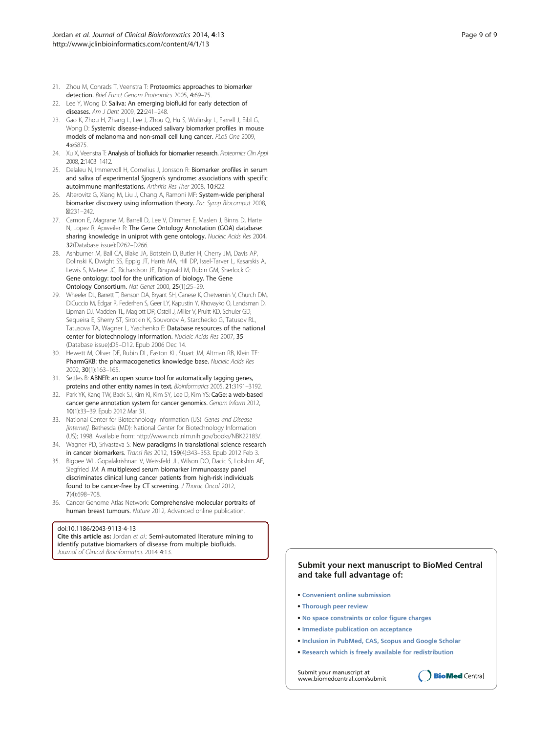21. Zhou M, Conrads T, Veenstra T: **Proteomics approaches to biomarker detection.** *Brief Funct Genom Proteomics* 2005, **4**:69–75.
22. Lee Y, Wong D: **Saliva: An emerging biofluid for early detection of diseases.** *Am J Dent* 2009, **22**:241–248.
23. Gao K, Zhou H, Zhang L, Lee J, Zhou Q, Hu S, Wolinsky L, Farrell J, Eibl G, Wong D: **Systemic disease-induced salivary biomarker profiles in mouse models of melanoma and non-small cell lung cancer.** *PLoS One* 2009, **4**:e5875.
24. Xu X, Veenstra T: **Analysis of biofluids for biomarker research.** *Proteomics Clin Appl* 2008, **2**:1403–1412.
25. Delaleu N, Immervoll H, Cornelius J, Jonsson R: **Biomarker profiles in serum and saliva of experimental Sjogren's syndrome: associations with specific autoimmune manifestations.** *Arthritis Res Ther* 2008, **10**:R22.
26. Alterovitz G, Xiang M, Liu J, Chang A, Ramoni MF: **System-wide peripheral biomarker discovery using information theory.** *Pac Symp Biocomput* 2008, 231–242.
27. Camon E, Magrane M, Barrell D, Lee V, Dimmer E, Maslen J, Binns D, Harte N, Lopez R, Apweiler R: **The Gene Ontology Annotation (GOA) database: sharing knowledge in uniprot with gene ontology.** *Nucleic Acids Res* 2004, **32**(Database issue)**:**D262–D266.
28. Ashburner M, Ball CA, Blake JA, Botstein D, Butler H, Cherry JM, Davis AP, Dolinski K, Dwight SS, Eppig JT, Harris MA, Hill DP, Issel-Tarver L, Kasarskis A, Lewis S, Matese JC, Richardson JE, Ringwald M, Rubin GM, Sherlock G: **Gene ontology: tool for the unification of biology. The Gene Ontology Consortium.** *Nat Genet* 2000, **25**(1)**:**25–29.
29. Wheeler DL, Barrett T, Benson DA, Bryant SH, Canese K, Chetvernin V, Church DM, DiCuccio M, Edgar R, Federhen S, Geer LY, Kapustin Y, Khovayko O, Landsman D, Lipman DJ, Madden TL, Maglott DR, Ostell J, Miller V, Pruitt KD, Schuler GD, Sequeira E, Sherry ST, Sirotkin K, Souvorov A, Starchecko G, Tatusov RL, Tatusova TA, Wagner L, Yaschenko E: **Database resources of the national center for biotechnology information.** *Nucleic Acids Res* 2007, **35** (Database issue)**:**D5–D12. Epub 2006 Dec 14.
30. Hewett M, Oliver DE, Rubin DL, Easton KL, Stuart JM, Altman RB, Klein TE: **PharmGKB: the pharmacogenetics knowledge base.** *Nucleic Acids Res* 2002, **30**(1)**:**163–165.
31. Settles B: **ABNER: an open source tool for automatically tagging genes, proteins and other entity names in text.** *Bioinformatics* 2005, **21**:3191–3192.
32. Park YK, Kang TW, Baek SJ, Kim KI, Kim SY, Lee D, Kim YS: **CaGe: a web-based cancer gene annotation system for cancer genomics.** *Genom Inform* 2012, **10**(1)**:**33–39. Epub 2012 Mar 31.
33. National Center for Biotechnology Information (US): *Genes and Disease [Internet]*. Bethesda (MD): National Center for Biotechnology Information (US); 1998. Available from: http://www.ncbi.nlm.nih.gov/books/NBK22183/.
34. Wagner PD, Srivastava S: **New paradigms in translational science research in cancer biomarkers.** *Transl Res* 2012, **159**(4)**:**343–353. Epub 2012 Feb 3.
35. Bigbee WL, Gopalakrishnan V, Weissfeld JL, Wilson DO, Dacic S, Lokshin AE, Siegfried JM: **A multiplexed serum biomarker immunoassay panel discriminates clinical lung cancer patients from high-risk individuals found to be cancer-free by CT screening.** *J Thorac Oncol* 2012, **7**(4)**:**698–708.
36. Cancer Genome Atlas Network: **Comprehensive molecular portraits of human breast tumours.** *Nature* 2012, Advanced online publication.

doi:10.1186/2043-9113-4-13

**Cite this article as:** Jordan *et al.*: Semi-automated literature mining to identify putative biomarkers of disease from multiple biofluids. *Journal of Clinical Bioinformatics* 2014 **4**:13.

**Submit your next manuscript to BioMed Central and take full advantage of:**

- **Convenient online submission**
- **Thorough peer review**
- **No space constraints or color figure charges**
- **Immediate publication on acceptance**
- **Inclusion in PubMed, CAS, Scopus and Google Scholar**
- **Research which is freely available for redistribution**

Submit your manuscript at
www.biomedcentral.com/submit

BioMed Central